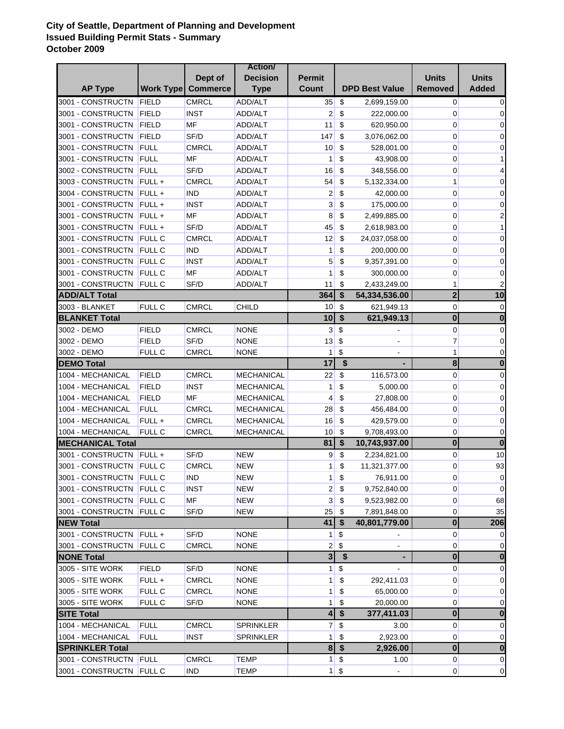**City of Seattle, Department of Planning and Development**
**Issued Building Permit Stats - Summary**
**October 2009**

| AP Type | Work Type | Dept of Commerce | Action/ Decision Type | Permit Count | DPD Best Value | Units Removed | Units Added |
|---|---|---|---|---|---|---|---|
| 3001 - CONSTRUCTN | FIELD | CMRCL | ADD/ALT | 35 | $ 2,699,159.00 | 0 | 0 |
| 3001 - CONSTRUCTN | FIELD | INST | ADD/ALT | 2 | $ 222,000.00 | 0 | 0 |
| 3001 - CONSTRUCTN | FIELD | MF | ADD/ALT | 11 | $ 620,950.00 | 0 | 0 |
| 3001 - CONSTRUCTN | FIELD | SF/D | ADD/ALT | 147 | $ 3,076,062.00 | 0 | 0 |
| 3001 - CONSTRUCTN | FULL | CMRCL | ADD/ALT | 10 | $ 528,001.00 | 0 | 0 |
| 3001 - CONSTRUCTN | FULL | MF | ADD/ALT | 1 | $ 43,908.00 | 0 | 1 |
| 3002 - CONSTRUCTN | FULL | SF/D | ADD/ALT | 16 | $ 348,556.00 | 0 | 4 |
| 3003 - CONSTRUCTN | FULL + | CMRCL | ADD/ALT | 54 | $ 5,132,334.00 | 1 | 0 |
| 3004 - CONSTRUCTN | FULL + | IND | ADD/ALT | 2 | $ 42,000.00 | 0 | 0 |
| 3001 - CONSTRUCTN | FULL + | INST | ADD/ALT | 3 | $ 175,000.00 | 0 | 0 |
| 3001 - CONSTRUCTN | FULL + | MF | ADD/ALT | 8 | $ 2,499,885.00 | 0 | 2 |
| 3001 - CONSTRUCTN | FULL + | SF/D | ADD/ALT | 45 | $ 2,618,983.00 | 0 | 1 |
| 3001 - CONSTRUCTN | FULL C | CMRCL | ADD/ALT | 12 | $ 24,037,058.00 | 0 | 0 |
| 3001 - CONSTRUCTN | FULL C | IND | ADD/ALT | 1 | $ 200,000.00 | 0 | 0 |
| 3001 - CONSTRUCTN | FULL C | INST | ADD/ALT | 5 | $ 9,357,391.00 | 0 | 0 |
| 3001 - CONSTRUCTN | FULL C | MF | ADD/ALT | 1 | $ 300,000.00 | 0 | 0 |
| 3001 - CONSTRUCTN | FULL C | SF/D | ADD/ALT | 11 | $ 2,433,249.00 | 1 | 2 |
| **ADD/ALT Total** | | | | **364** | **$ 54,334,536.00** | **2** | **10** |
| 3003 - BLANKET | FULL C | CMRCL | CHILD | 10 | $ 621,949.13 | 0 | 0 |
| **BLANKET Total** | | | | **10** | **$ 621,949.13** | **0** | **0** |
| 3002 - DEMO | FIELD | CMRCL | NONE | 3 | $ - | 0 | 0 |
| 3002 - DEMO | FIELD | SF/D | NONE | 13 | $ - | 7 | 0 |
| 3002 - DEMO | FULL C | CMRCL | NONE | 1 | $ - | 1 | 0 |
| **DEMO Total** | | | | **17** | **$ -** | **8** | **0** |
| 1004 - MECHANICAL | FIELD | CMRCL | MECHANICAL | 22 | $ 116,573.00 | 0 | 0 |
| 1004 - MECHANICAL | FIELD | INST | MECHANICAL | 1 | $ 5,000.00 | 0 | 0 |
| 1004 - MECHANICAL | FIELD | MF | MECHANICAL | 4 | $ 27,808.00 | 0 | 0 |
| 1004 - MECHANICAL | FULL | CMRCL | MECHANICAL | 28 | $ 456,484.00 | 0 | 0 |
| 1004 - MECHANICAL | FULL + | CMRCL | MECHANICAL | 16 | $ 429,579.00 | 0 | 0 |
| 1004 - MECHANICAL | FULL C | CMRCL | MECHANICAL | 10 | $ 9,708,493.00 | 0 | 0 |
| **MECHANICAL Total** | | | | **81** | **$ 10,743,937.00** | **0** | **0** |
| 3001 - CONSTRUCTN | FULL + | SF/D | NEW | 9 | $ 2,234,821.00 | 0 | 10 |
| 3001 - CONSTRUCTN | FULL C | CMRCL | NEW | 1 | $ 11,321,377.00 | 0 | 93 |
| 3001 - CONSTRUCTN | FULL C | IND | NEW | 1 | $ 76,911.00 | 0 | 0 |
| 3001 - CONSTRUCTN | FULL C | INST | NEW | 2 | $ 9,752,840.00 | 0 | 0 |
| 3001 - CONSTRUCTN | FULL C | MF | NEW | 3 | $ 9,523,982.00 | 0 | 68 |
| 3001 - CONSTRUCTN | FULL C | SF/D | NEW | 25 | $ 7,891,848.00 | 0 | 35 |
| **NEW Total** | | | | **41** | **$ 40,801,779.00** | **0** | **206** |
| 3001 - CONSTRUCTN | FULL + | SF/D | NONE | 1 | $ - | 0 | 0 |
| 3001 - CONSTRUCTN | FULL C | CMRCL | NONE | 2 | $ - | 0 | 0 |
| **NONE Total** | | | | **3** | **$ -** | **0** | **0** |
| 3005 - SITE WORK | FIELD | SF/D | NONE | 1 | $ - | 0 | 0 |
| 3005 - SITE WORK | FULL + | CMRCL | NONE | 1 | $ 292,411.03 | 0 | 0 |
| 3005 - SITE WORK | FULL C | CMRCL | NONE | 1 | $ 65,000.00 | 0 | 0 |
| 3005 - SITE WORK | FULL C | SF/D | NONE | 1 | $ 20,000.00 | 0 | 0 |
| **SITE Total** | | | | **4** | **$ 377,411.03** | **0** | **0** |
| 1004 - MECHANICAL | FULL | CMRCL | SPRINKLER | 7 | $ 3.00 | 0 | 0 |
| 1004 - MECHANICAL | FULL | INST | SPRINKLER | 1 | $ 2,923.00 | 0 | 0 |
| **SPRINKLER Total** | | | | **8** | **$ 2,926.00** | **0** | **0** |
| 3001 - CONSTRUCTN | FULL | CMRCL | TEMP | 1 | $ 1.00 | 0 | 0 |
| 3001 - CONSTRUCTN | FULL C | IND | TEMP | 1 | $ - | 0 | 0 |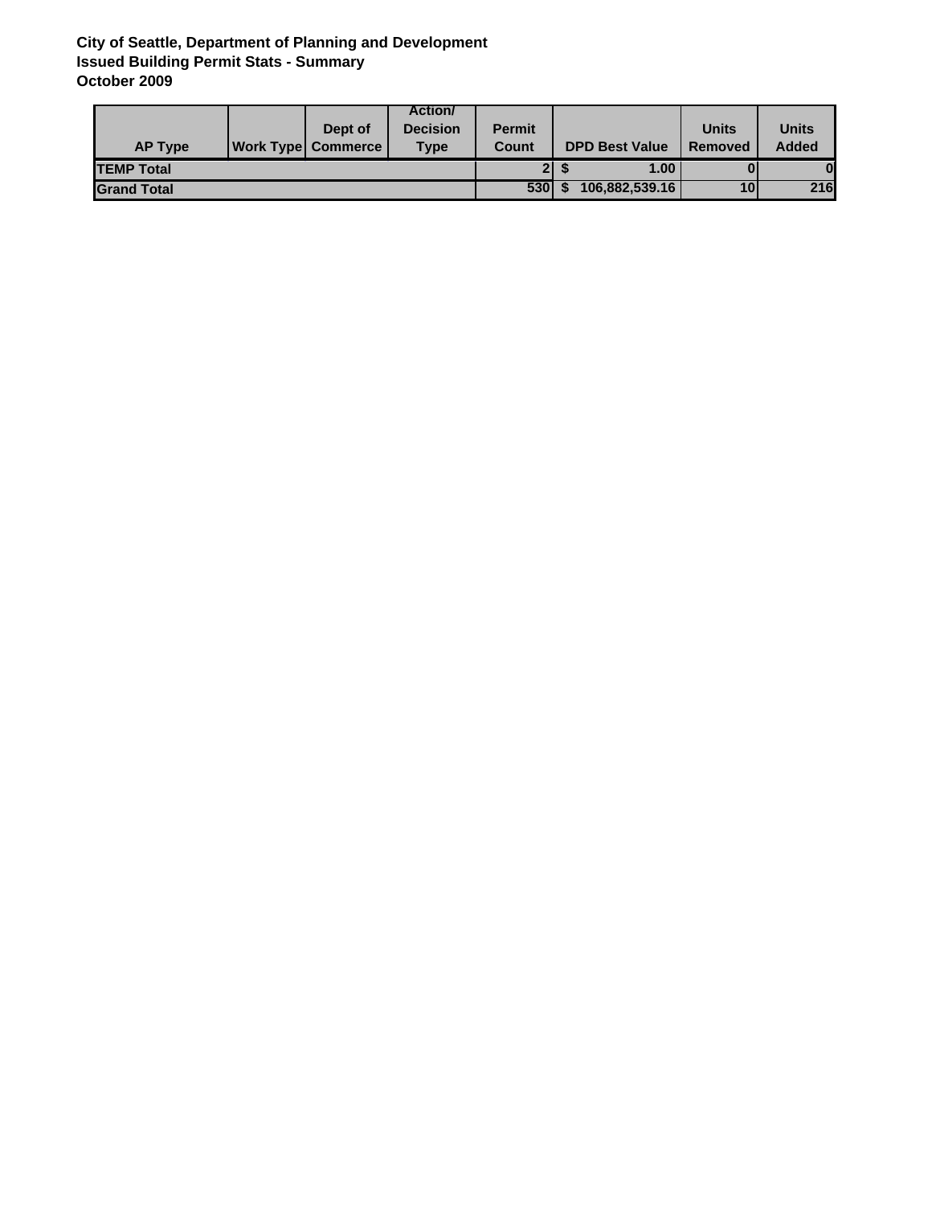**City of Seattle, Department of Planning and Development**
**Issued Building Permit Stats - Summary**
**October 2009**

| AP Type | Work Type | Dept of Commerce | Action/ Decision Type | Permit Count | DPD Best Value | Units Removed | Units Added |
|---|---|---|---|---|---|---|---|
| **TEMP Total** | | | | 2 | $ 1.00 | 0 | 0 |
| **Grand Total** | | | | 530 | $ 106,882,539.16 | 10 | 216 |